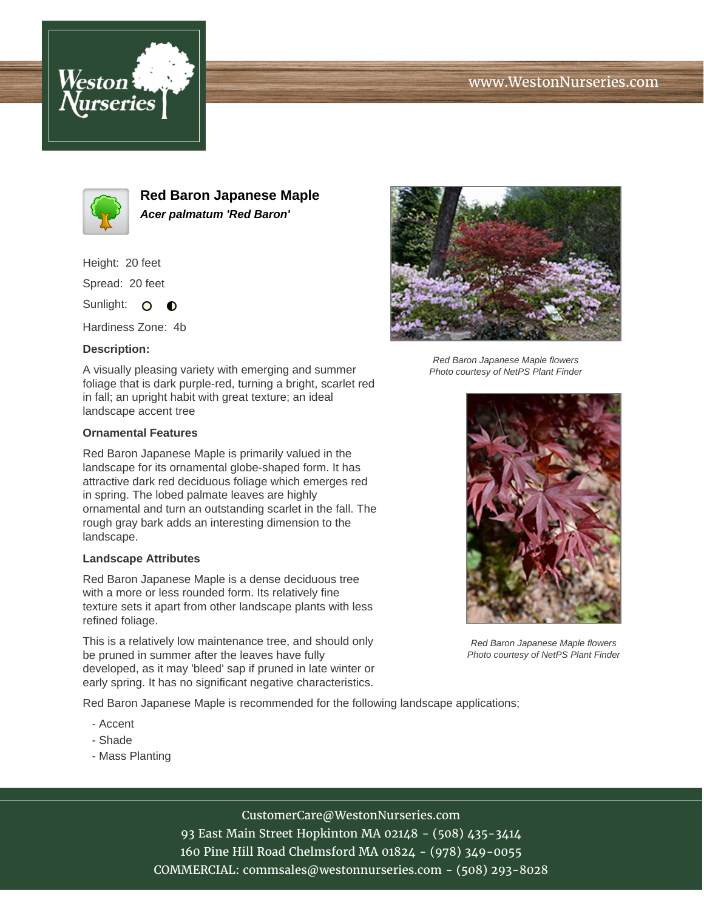# Red Baron Japanese Maple

***Acer palmatum 'Red Baron'***

Height: 20 feet

Spread: 20 feet

Sunlight:

Hardiness Zone: 4b

**Description:**

A visually pleasing variety with emerging and summer foliage that is dark purple-red, turning a bright, scarlet red in fall; an upright habit with great texture; an ideal landscape accent tree

*Red Baron Japanese Maple flowers*
*Photo courtesy of NetPS Plant Finder*

### Ornamental Features

Red Baron Japanese Maple is primarily valued in the landscape for its ornamental globe-shaped form. It has attractive dark red deciduous foliage which emerges red in spring. The lobed palmate leaves are highly ornamental and turn an outstanding scarlet in the fall. The rough gray bark adds an interesting dimension to the landscape.

### Landscape Attributes

Red Baron Japanese Maple is a dense deciduous tree with a more or less rounded form. Its relatively fine texture sets it apart from other landscape plants with less refined foliage.

This is a relatively low maintenance tree, and should only be pruned in summer after the leaves have fully developed, as it may 'bleed' sap if pruned in late winter or early spring. It has no significant negative characteristics.

*Red Baron Japanese Maple flowers*
*Photo courtesy of NetPS Plant Finder*

Red Baron Japanese Maple is recommended for the following landscape applications;

- Accent
- Shade
- Mass Planting

CustomerCare@WestonNurseries.com
93 East Main Street Hopkinton MA 02148 - (508) 435-3414
160 Pine Hill Road Chelmsford MA 01824 - (978) 349-0055
COMMERCIAL: commsales@westonnurseries.com - (508) 293-8028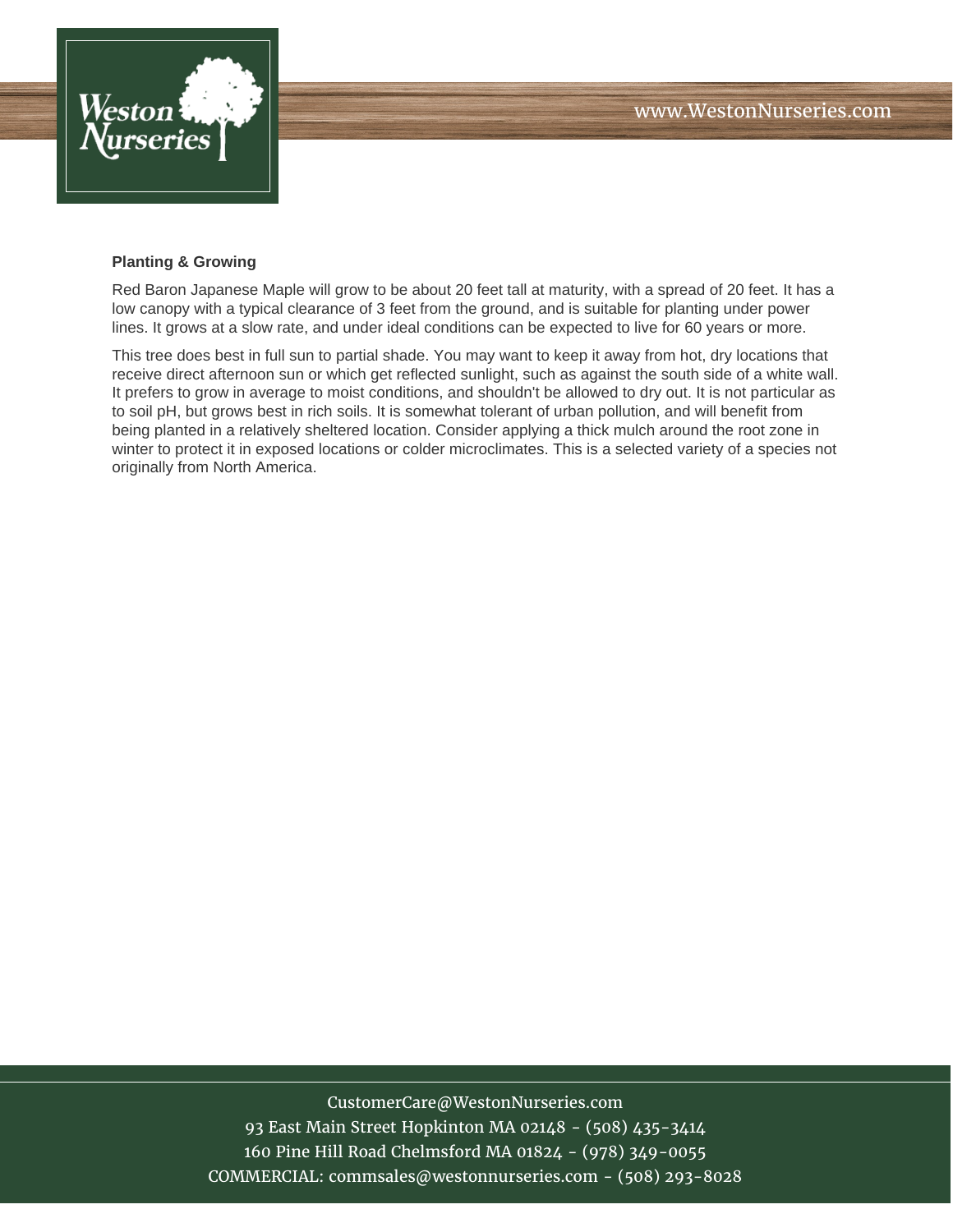**Planting & Growing**

Red Baron Japanese Maple will grow to be about 20 feet tall at maturity, with a spread of 20 feet. It has a low canopy with a typical clearance of 3 feet from the ground, and is suitable for planting under power lines. It grows at a slow rate, and under ideal conditions can be expected to live for 60 years or more.

This tree does best in full sun to partial shade. You may want to keep it away from hot, dry locations that receive direct afternoon sun or which get reflected sunlight, such as against the south side of a white wall. It prefers to grow in average to moist conditions, and shouldn't be allowed to dry out. It is not particular as to soil pH, but grows best in rich soils. It is somewhat tolerant of urban pollution, and will benefit from being planted in a relatively sheltered location. Consider applying a thick mulch around the root zone in winter to protect it in exposed locations or colder microclimates. This is a selected variety of a species not originally from North America.